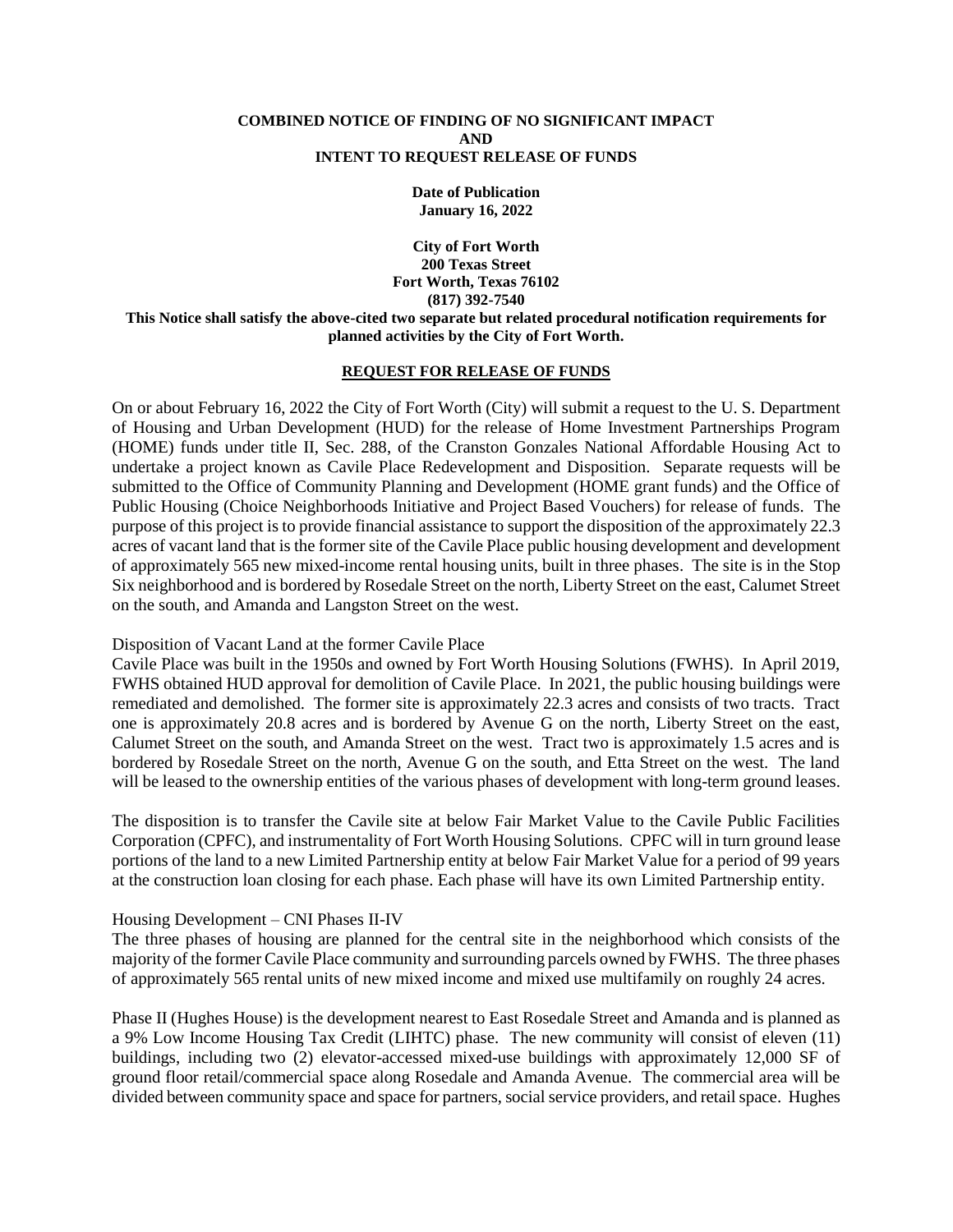**COMBINED NOTICE OF FINDING OF NO SIGNIFICANT IMPACT**
**AND**
**INTENT TO REQUEST RELEASE OF FUNDS**

**Date of Publication**
**January 16, 2022**

**City of Fort Worth**
**200 Texas Street**
**Fort Worth, Texas 76102**
**(817) 392-7540**

**This Notice shall satisfy the above-cited two separate but related procedural notification requirements for planned activities by the City of Fort Worth.**

## REQUEST FOR RELEASE OF FUNDS

On or about February 16, 2022 the City of Fort Worth (City) will submit a request to the U. S. Department of Housing and Urban Development (HUD) for the release of Home Investment Partnerships Program (HOME) funds under title II, Sec. 288, of the Cranston Gonzales National Affordable Housing Act to undertake a project known as Cavile Place Redevelopment and Disposition. Separate requests will be submitted to the Office of Community Planning and Development (HOME grant funds) and the Office of Public Housing (Choice Neighborhoods Initiative and Project Based Vouchers) for release of funds. The purpose of this project is to provide financial assistance to support the disposition of the approximately 22.3 acres of vacant land that is the former site of the Cavile Place public housing development and development of approximately 565 new mixed-income rental housing units, built in three phases. The site is in the Stop Six neighborhood and is bordered by Rosedale Street on the north, Liberty Street on the east, Calumet Street on the south, and Amanda and Langston Street on the west.

Disposition of Vacant Land at the former Cavile Place

Cavile Place was built in the 1950s and owned by Fort Worth Housing Solutions (FWHS). In April 2019, FWHS obtained HUD approval for demolition of Cavile Place. In 2021, the public housing buildings were remediated and demolished. The former site is approximately 22.3 acres and consists of two tracts. Tract one is approximately 20.8 acres and is bordered by Avenue G on the north, Liberty Street on the east, Calumet Street on the south, and Amanda Street on the west. Tract two is approximately 1.5 acres and is bordered by Rosedale Street on the north, Avenue G on the south, and Etta Street on the west. The land will be leased to the ownership entities of the various phases of development with long-term ground leases.

The disposition is to transfer the Cavile site at below Fair Market Value to the Cavile Public Facilities Corporation (CPFC), and instrumentality of Fort Worth Housing Solutions. CPFC will in turn ground lease portions of the land to a new Limited Partnership entity at below Fair Market Value for a period of 99 years at the construction loan closing for each phase. Each phase will have its own Limited Partnership entity.

Housing Development – CNI Phases II-IV

The three phases of housing are planned for the central site in the neighborhood which consists of the majority of the former Cavile Place community and surrounding parcels owned by FWHS. The three phases of approximately 565 rental units of new mixed income and mixed use multifamily on roughly 24 acres.

Phase II (Hughes House) is the development nearest to East Rosedale Street and Amanda and is planned as a 9% Low Income Housing Tax Credit (LIHTC) phase. The new community will consist of eleven (11) buildings, including two (2) elevator-accessed mixed-use buildings with approximately 12,000 SF of ground floor retail/commercial space along Rosedale and Amanda Avenue. The commercial area will be divided between community space and space for partners, social service providers, and retail space. Hughes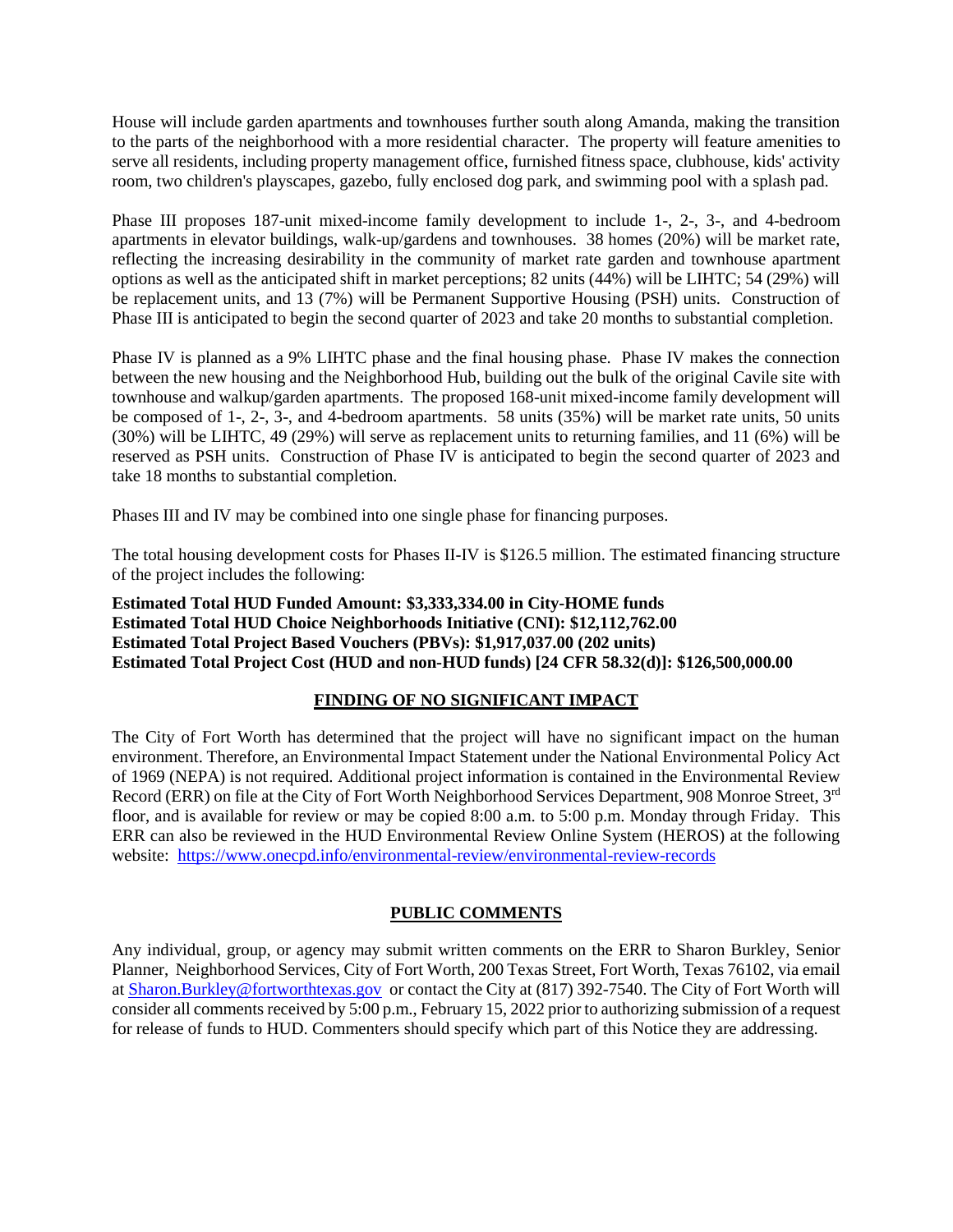House will include garden apartments and townhouses further south along Amanda, making the transition to the parts of the neighborhood with a more residential character. The property will feature amenities to serve all residents, including property management office, furnished fitness space, clubhouse, kids' activity room, two children's playscapes, gazebo, fully enclosed dog park, and swimming pool with a splash pad.

Phase III proposes 187-unit mixed-income family development to include 1-, 2-, 3-, and 4-bedroom apartments in elevator buildings, walk-up/gardens and townhouses. 38 homes (20%) will be market rate, reflecting the increasing desirability in the community of market rate garden and townhouse apartment options as well as the anticipated shift in market perceptions; 82 units (44%) will be LIHTC; 54 (29%) will be replacement units, and 13 (7%) will be Permanent Supportive Housing (PSH) units. Construction of Phase III is anticipated to begin the second quarter of 2023 and take 20 months to substantial completion.

Phase IV is planned as a 9% LIHTC phase and the final housing phase. Phase IV makes the connection between the new housing and the Neighborhood Hub, building out the bulk of the original Cavile site with townhouse and walkup/garden apartments. The proposed 168-unit mixed-income family development will be composed of 1-, 2-, 3-, and 4-bedroom apartments. 58 units (35%) will be market rate units, 50 units (30%) will be LIHTC, 49 (29%) will serve as replacement units to returning families, and 11 (6%) will be reserved as PSH units. Construction of Phase IV is anticipated to begin the second quarter of 2023 and take 18 months to substantial completion.

Phases III and IV may be combined into one single phase for financing purposes.

The total housing development costs for Phases II-IV is $126.5 million. The estimated financing structure of the project includes the following:

**Estimated Total HUD Funded Amount: $3,333,334.00 in City-HOME funds**
**Estimated Total HUD Choice Neighborhoods Initiative (CNI): $12,112,762.00**
**Estimated Total Project Based Vouchers (PBVs): $1,917,037.00 (202 units)**
**Estimated Total Project Cost (HUD and non-HUD funds) [24 CFR 58.32(d)]: $126,500,000.00**

## FINDING OF NO SIGNIFICANT IMPACT

The City of Fort Worth has determined that the project will have no significant impact on the human environment. Therefore, an Environmental Impact Statement under the National Environmental Policy Act of 1969 (NEPA) is not required. Additional project information is contained in the Environmental Review Record (ERR) on file at the City of Fort Worth Neighborhood Services Department, 908 Monroe Street, 3rd floor, and is available for review or may be copied 8:00 a.m. to 5:00 p.m. Monday through Friday. This ERR can also be reviewed in the HUD Environmental Review Online System (HEROS) at the following website: https://www.onecpd.info/environmental-review/environmental-review-records

## PUBLIC COMMENTS

Any individual, group, or agency may submit written comments on the ERR to Sharon Burkley, Senior Planner, Neighborhood Services, City of Fort Worth, 200 Texas Street, Fort Worth, Texas 76102, via email at Sharon.Burkley@fortworthtexas.gov or contact the City at (817) 392-7540. The City of Fort Worth will consider all comments received by 5:00 p.m., February 15, 2022 prior to authorizing submission of a request for release of funds to HUD. Commenters should specify which part of this Notice they are addressing.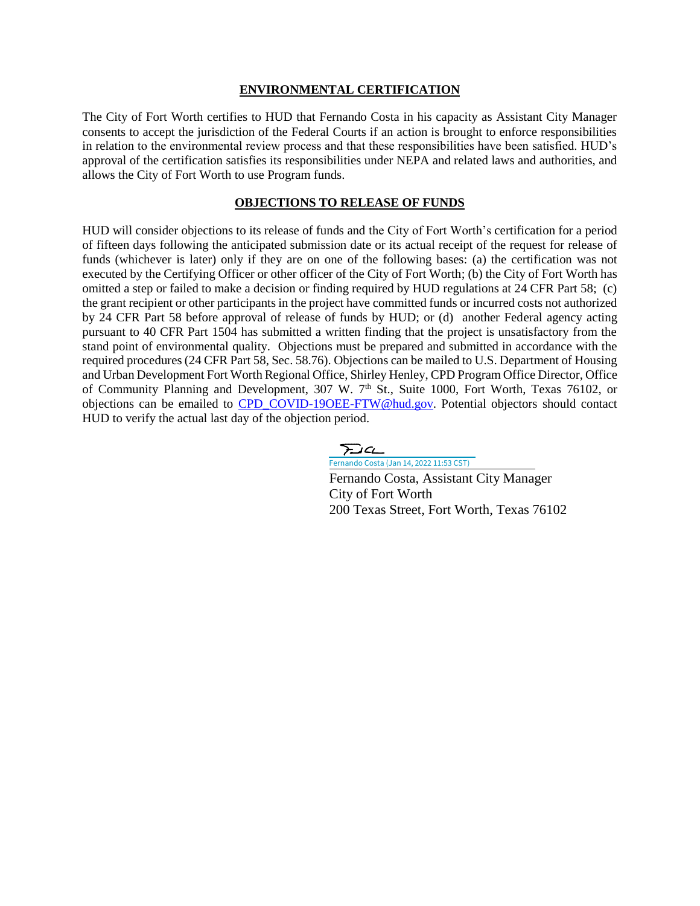## ENVIRONMENTAL CERTIFICATION

The City of Fort Worth certifies to HUD that Fernando Costa in his capacity as Assistant City Manager consents to accept the jurisdiction of the Federal Courts if an action is brought to enforce responsibilities in relation to the environmental review process and that these responsibilities have been satisfied. HUD's approval of the certification satisfies its responsibilities under NEPA and related laws and authorities, and allows the City of Fort Worth to use Program funds.

## OBJECTIONS TO RELEASE OF FUNDS

HUD will consider objections to its release of funds and the City of Fort Worth's certification for a period of fifteen days following the anticipated submission date or its actual receipt of the request for release of funds (whichever is later) only if they are on one of the following bases: (a) the certification was not executed by the Certifying Officer or other officer of the City of Fort Worth; (b) the City of Fort Worth has omitted a step or failed to make a decision or finding required by HUD regulations at 24 CFR Part 58; (c) the grant recipient or other participants in the project have committed funds or incurred costs not authorized by 24 CFR Part 58 before approval of release of funds by HUD; or (d) another Federal agency acting pursuant to 40 CFR Part 1504 has submitted a written finding that the project is unsatisfactory from the stand point of environmental quality. Objections must be prepared and submitted in accordance with the required procedures (24 CFR Part 58, Sec. 58.76). Objections can be mailed to U.S. Department of Housing and Urban Development Fort Worth Regional Office, Shirley Henley, CPD Program Office Director, Office of Community Planning and Development, 307 W. 7th St., Suite 1000, Fort Worth, Texas 76102, or objections can be emailed to CPD_COVID-19OEE-FTW@hud.gov. Potential objectors should contact HUD to verify the actual last day of the objection period.

Fernando Costa (Jan 14, 2022 11:53 CST)

Fernando Costa, Assistant City Manager
City of Fort Worth
200 Texas Street, Fort Worth, Texas 76102